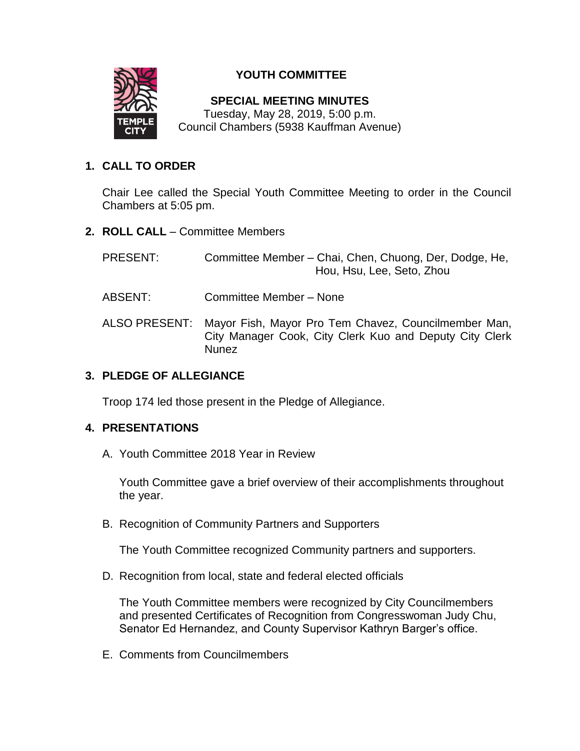# YOUTH COMMITTEE

## SPECIAL MEETING MINUTES

Tuesday, May 28, 2019, 5:00 p.m.
Council Chambers (5938 Kauffman Avenue)

1. **CALL TO ORDER**

   Chair Lee called the Special Youth Committee Meeting to order in the Council Chambers at 5:05 pm.

2. **ROLL CALL** – Committee Members

   PRESENT: Committee Member – Chai, Chen, Chuong, Der, Dodge, He, Hou, Hsu, Lee, Seto, Zhou

   ABSENT: Committee Member – None

   ALSO PRESENT: Mayor Fish, Mayor Pro Tem Chavez, Councilmember Man, City Manager Cook, City Clerk Kuo and Deputy City Clerk Nunez

3. **PLEDGE OF ALLEGIANCE**

   Troop 174 led those present in the Pledge of Allegiance.

4. **PRESENTATIONS**

   A. Youth Committee 2018 Year in Review

   Youth Committee gave a brief overview of their accomplishments throughout the year.

   B. Recognition of Community Partners and Supporters

   The Youth Committee recognized Community partners and supporters.

   D. Recognition from local, state and federal elected officials

   The Youth Committee members were recognized by City Councilmembers and presented Certificates of Recognition from Congresswoman Judy Chu, Senator Ed Hernandez, and County Supervisor Kathryn Barger's office.

   E. Comments from Councilmembers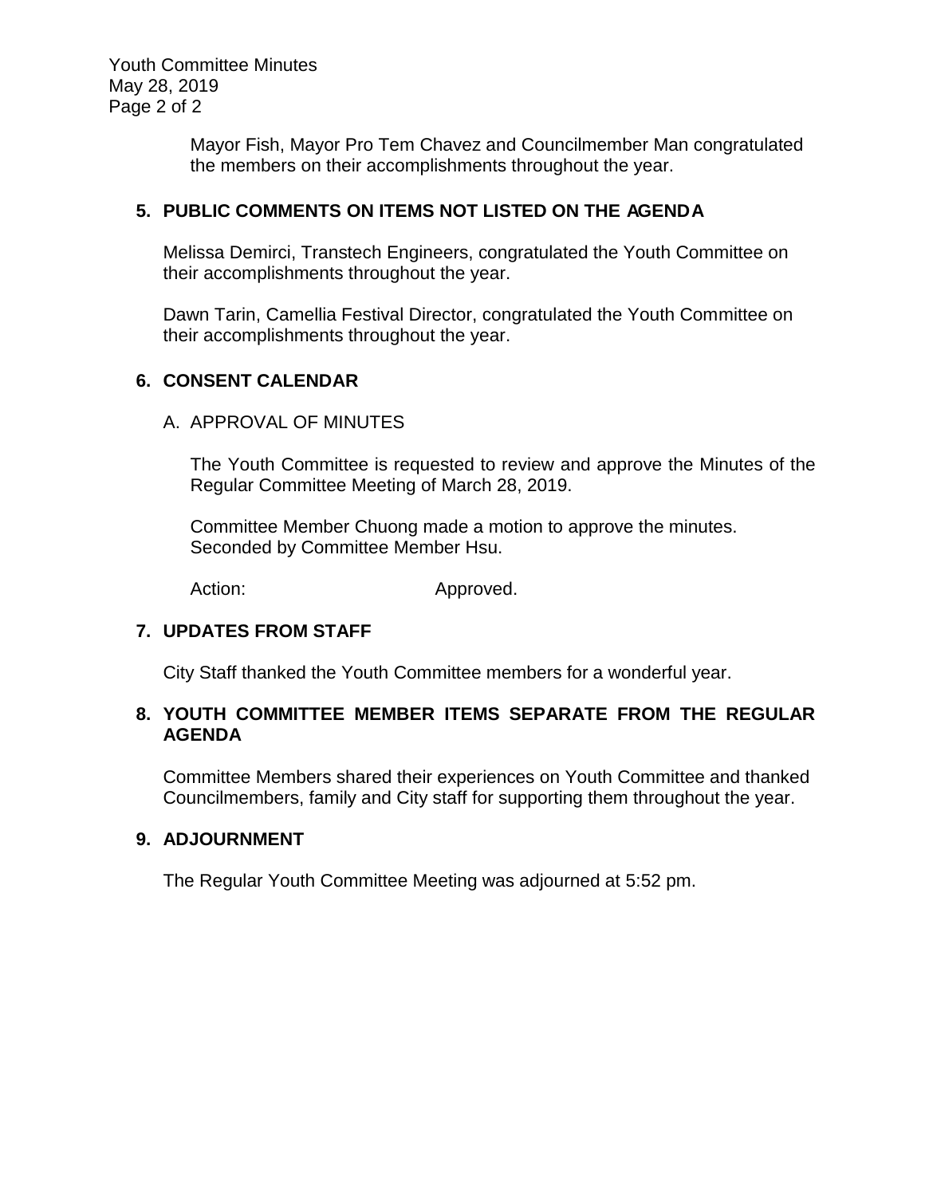Mayor Fish, Mayor Pro Tem Chavez and Councilmember Man congratulated the members on their accomplishments throughout the year.

## 5. PUBLIC COMMENTS ON ITEMS NOT LISTED ON THE AGENDA

Melissa Demirci, Transtech Engineers, congratulated the Youth Committee on their accomplishments throughout the year.

Dawn Tarin, Camellia Festival Director, congratulated the Youth Committee on their accomplishments throughout the year.

## 6. CONSENT CALENDAR

A. APPROVAL OF MINUTES

The Youth Committee is requested to review and approve the Minutes of the Regular Committee Meeting of March 28, 2019.

Committee Member Chuong made a motion to approve the minutes. Seconded by Committee Member Hsu.

Action: Approved.

## 7. UPDATES FROM STAFF

City Staff thanked the Youth Committee members for a wonderful year.

## 8. YOUTH COMMITTEE MEMBER ITEMS SEPARATE FROM THE REGULAR AGENDA

Committee Members shared their experiences on Youth Committee and thanked Councilmembers, family and City staff for supporting them throughout the year.

## 9. ADJOURNMENT

The Regular Youth Committee Meeting was adjourned at 5:52 pm.